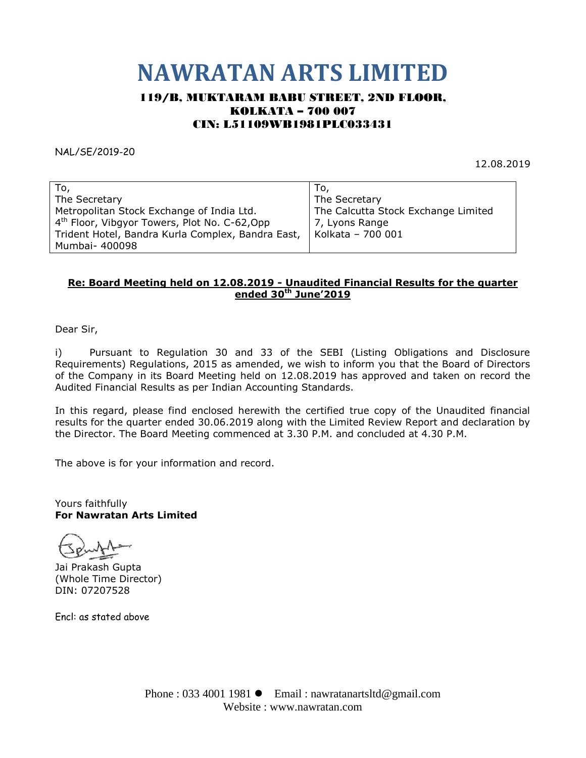# NAWRATAN ARTS LIMITED

**119/B, MUKTARAM BABU STREET, 2ND FLOOR,**
**KOLKATA – 700 007**
**CIN: L51109WB1981PLC033431**

NAL/SE/2019-20

12.08.2019

| To,<br>The Secretary<br>Metropolitan Stock Exchange of India Ltd.<br>4th Floor, Vibgyor Towers, Plot No. C-62,Opp Trident Hotel, Bandra Kurla Complex, Bandra East, Mumbai- 400098 | To,<br>The Secretary<br>The Calcutta Stock Exchange Limited<br>7, Lyons Range<br>Kolkata – 700 001 |
|---|---|

**Re: Board Meeting held on 12.08.2019 - Unaudited Financial Results for the quarter ended 30th June'2019**

Dear Sir,

i) Pursuant to Regulation 30 and 33 of the SEBI (Listing Obligations and Disclosure Requirements) Regulations, 2015 as amended, we wish to inform you that the Board of Directors of the Company in its Board Meeting held on 12.08.2019 has approved and taken on record the Audited Financial Results as per Indian Accounting Standards.

In this regard, please find enclosed herewith the certified true copy of the Unaudited financial results for the quarter ended 30.06.2019 along with the Limited Review Report and declaration by the Director. The Board Meeting commenced at 3.30 P.M. and concluded at 4.30 P.M.

The above is for your information and record.

Yours faithfully
**For Nawratan Arts Limited**

Jai Prakash Gupta
(Whole Time Director)
DIN: 07207528

Encl: as stated above

Phone : 033 4001 1981 ● Email : nawratanartsltd@gmail.com
Website : www.nawratan.com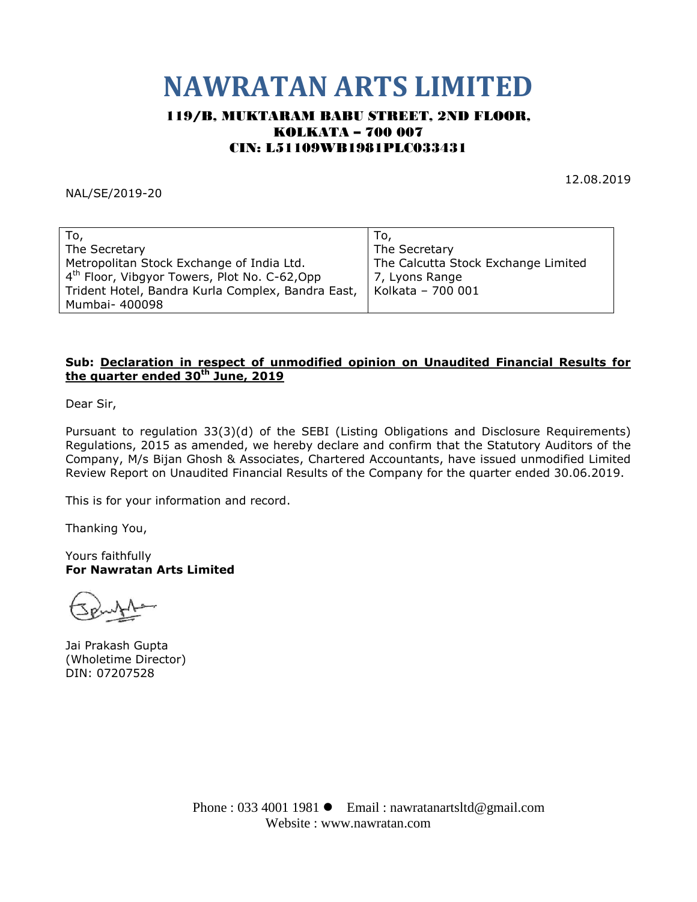# NAWRATAN ARTS LIMITED

**119/B, MUKTARAM BABU STREET, 2ND FLOOR,**
**KOLKATA – 700 007**
**CIN: L51109WB1981PLC033431**

12.08.2019

NAL/SE/2019-20

| To, | To, |
|---|---|
| The Secretary | The Secretary |
| Metropolitan Stock Exchange of India Ltd. | The Calcutta Stock Exchange Limited |
| 4th Floor, Vibgyor Towers, Plot No. C-62,Opp | 7, Lyons Range |
| Trident Hotel, Bandra Kurla Complex, Bandra East, | Kolkata – 700 001 |
| Mumbai- 400098 | |

**Sub: Declaration in respect of unmodified opinion on Unaudited Financial Results for the quarter ended 30th June, 2019**

Dear Sir,

Pursuant to regulation 33(3)(d) of the SEBI (Listing Obligations and Disclosure Requirements) Regulations, 2015 as amended, we hereby declare and confirm that the Statutory Auditors of the Company, M/s Bijan Ghosh & Associates, Chartered Accountants, have issued unmodified Limited Review Report on Unaudited Financial Results of the Company for the quarter ended 30.06.2019.

This is for your information and record.

Thanking You,

Yours faithfully
**For Nawratan Arts Limited**

Jai Prakash Gupta
(Wholetime Director)
DIN: 07207528

Phone : 033 4001 1981 ● Email : nawratanartsltd@gmail.com
Website : www.nawratan.com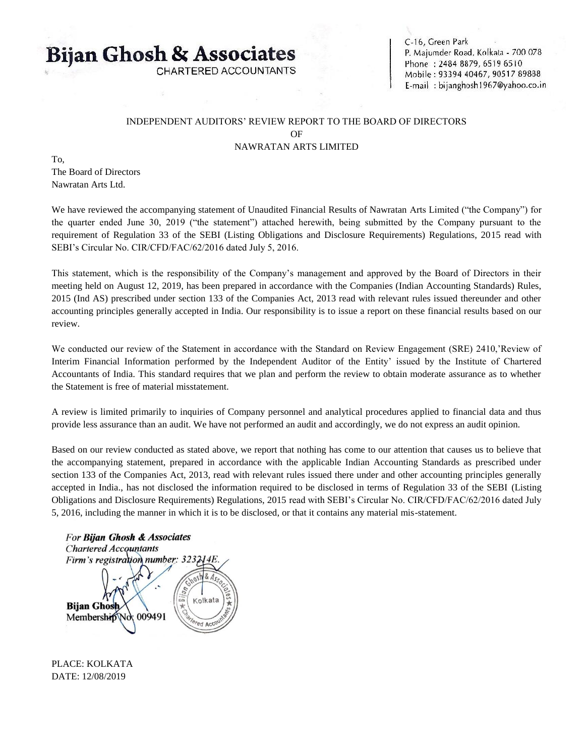# Bijan Ghosh & Associates
CHARTERED ACCOUNTANTS

C-16, Green Park
P. Majumder Road, Kolkata - 700 078
Phone : 2484 8879, 6519 6510
Mobile : 93394 40467, 90517 89888
E-mail : bijanghosh1967@yahoo.co.in

INDEPENDENT AUDITORS' REVIEW REPORT TO THE BOARD OF DIRECTORS
OF
NAWRATAN ARTS LIMITED

To,
The Board of Directors
Nawratan Arts Ltd.

We have reviewed the accompanying statement of Unaudited Financial Results of Nawratan Arts Limited ("the Company") for the quarter ended June 30, 2019 ("the statement") attached herewith, being submitted by the Company pursuant to the requirement of Regulation 33 of the SEBI (Listing Obligations and Disclosure Requirements) Regulations, 2015 read with SEBI's Circular No. CIR/CFD/FAC/62/2016 dated July 5, 2016.

This statement, which is the responsibility of the Company's management and approved by the Board of Directors in their meeting held on August 12, 2019, has been prepared in accordance with the Companies (Indian Accounting Standards) Rules, 2015 (Ind AS) prescribed under section 133 of the Companies Act, 2013 read with relevant rules issued thereunder and other accounting principles generally accepted in India. Our responsibility is to issue a report on these financial results based on our review.

We conducted our review of the Statement in accordance with the Standard on Review Engagement (SRE) 2410,'Review of Interim Financial Information performed by the Independent Auditor of the Entity' issued by the Institute of Chartered Accountants of India. This standard requires that we plan and perform the review to obtain moderate assurance as to whether the Statement is free of material misstatement.

A review is limited primarily to inquiries of Company personnel and analytical procedures applied to financial data and thus provide less assurance than an audit. We have not performed an audit and accordingly, we do not express an audit opinion.

Based on our review conducted as stated above, we report that nothing has come to our attention that causes us to believe that the accompanying statement, prepared in accordance with the applicable Indian Accounting Standards as prescribed under section 133 of the Companies Act, 2013, read with relevant rules issued there under and other accounting principles generally accepted in India., has not disclosed the information required to be disclosed in terms of Regulation 33 of the SEBI (Listing Obligations and Disclosure Requirements) Regulations, 2015 read with SEBI's Circular No. CIR/CFD/FAC/62/2016 dated July 5, 2016, including the manner in which it is to be disclosed, or that it contains any material mis-statement.

*For **Bijan Ghosh & Associates***
*Chartered Accountants*
*Firm's registration number: 323214E.*

**Bijan Ghosh**
Membership No: 009491

PLACE: KOLKATA
DATE: 12/08/2019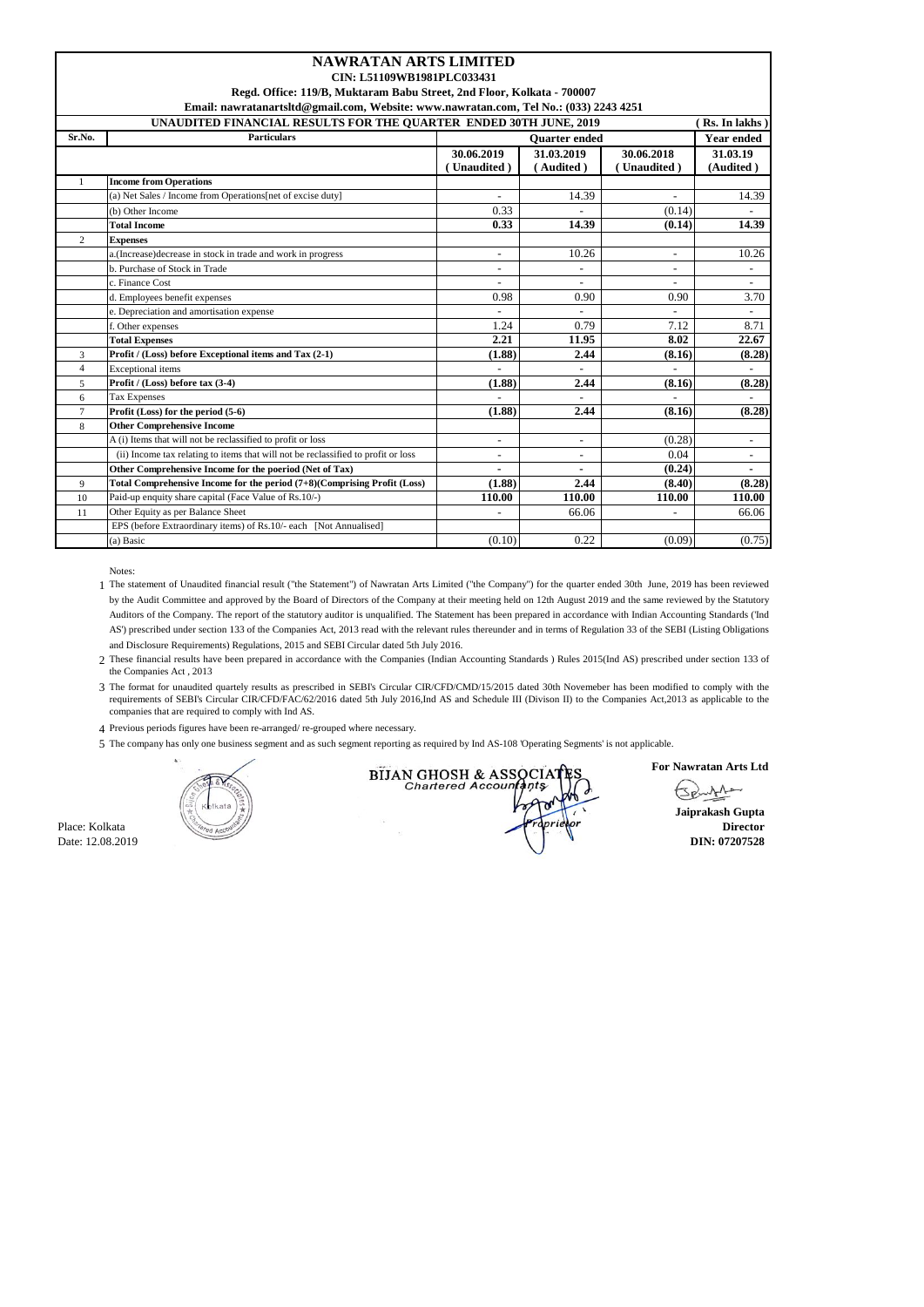# NAWRATAN ARTS LIMITED

**CIN: L51109WB1981PLC033431**

**Regd. Office: 119/B, Muktaram Babu Street, 2nd Floor, Kolkata - 700007**

**Email: nawratanartsltd@gmail.com, Website: www.nawratan.com, Tel No.: (033) 2243 4251**

**UNAUDITED FINANCIAL RESULTS FOR THE QUARTER ENDED 30TH JUNE, 2019** **( Rs. In lakhs )**

| Sr.No. | Particulars | Quarter ended | | | Year ended |
|---|---|---|---|---|---|
| | | 30.06.2019 ( Unaudited ) | 31.03.2019 ( Audited ) | 30.06.2018 ( Unaudited ) | 31.03.19 (Audited ) |
| 1 | **Income from Operations** | | | | |
| | (a) Net Sales / Income from Operations[net of excise duty] | - | 14.39 | - | 14.39 |
| | (b) Other Income | 0.33 | - | (0.14) | - |
| | **Total Income** | **0.33** | **14.39** | **(0.14)** | **14.39** |
| 2 | **Expenses** | | | | |
| | a.(Increase)decrease in stock in trade and work in progress | - | 10.26 | - | 10.26 |
| | b. Purchase of Stock in Trade | - | - | - | - |
| | c. Finance Cost | - | - | - | - |
| | d. Employees benefit expenses | 0.98 | 0.90 | 0.90 | 3.70 |
| | e. Depreciation and amortisation expense | - | - | - | - |
| | f. Other expenses | 1.24 | 0.79 | 7.12 | 8.71 |
| | **Total Expenses** | **2.21** | **11.95** | **8.02** | **22.67** |
| 3 | **Profit / (Loss) before Exceptional items and Tax (2-1)** | **(1.88)** | **2.44** | **(8.16)** | **(8.28)** |
| 4 | Exceptional items | - | - | - | - |
| 5 | **Profit / (Loss) before tax (3-4)** | **(1.88)** | **2.44** | **(8.16)** | **(8.28)** |
| 6 | Tax Expenses | - | - | - | - |
| 7 | **Profit (Loss) for the period (5-6)** | **(1.88)** | **2.44** | **(8.16)** | **(8.28)** |
| 8 | **Other Comprehensive Income** | | | | |
| | A (i) Items that will not be reclassified to profit or loss | - | - | (0.28) | - |
| | (ii) Income tax relating to items that will not be reclassified to profit or loss | - | - | 0.04 | - |
| | **Other Comprehensive Income for the poeriod (Net of Tax)** | **-** | **-** | **(0.24)** | **-** |
| 9 | **Total Comprehensive Income for the period (7+8)(Comprising Profit (Loss)** | **(1.88)** | **2.44** | **(8.40)** | **(8.28)** |
| 10 | Paid-up enquity share capital (Face Value of Rs.10/-) | **110.00** | **110.00** | **110.00** | **110.00** |
| 11 | Other Equity as per Balance Sheet | - | 66.06 | - | 66.06 |
| | EPS (before Extraordinary items) of Rs.10/- each [Not Annualised] | | | | |
| | (a) Basic | (0.10) | 0.22 | (0.09) | (0.75) |

Notes:

1. The statement of Unaudited financial result ("the Statement") of Nawratan Arts Limited ("the Company") for the quarter ended 30th June, 2019 has been reviewed by the Audit Committee and approved by the Board of Directors of the Company at their meeting held on 12th August 2019 and the same reviewed by the Statutory Auditors of the Company. The report of the statutory auditor is unqualified. The Statement has been prepared in accordance with Indian Accounting Standards ('Ind AS') prescribed under section 133 of the Companies Act, 2013 read with the relevant rules thereunder and in terms of Regulation 33 of the SEBI (Listing Obligations and Disclosure Requirements) Regulations, 2015 and SEBI Circular dated 5th July 2016.
2. These financial results have been prepared in accordance with the Companies (Indian Accounting Standards ) Rules 2015(Ind AS) prescribed under section 133 of the Companies Act , 2013
3. The format for unaudited quartely results as prescribed in SEBI's Circular CIR/CFD/CMD/15/2015 dated 30th Novemeber has been modified to comply with the requirements of SEBI's Circular CIR/CFD/FAC/62/2016 dated 5th July 2016,Ind AS and Schedule III (Divison II) to the Companies Act,2013 as applicable to the companies that are required to comply with Ind AS.
4. Previous periods figures have been re-arranged/ re-grouped where necessary.
5. The company has only one business segment and as such segment reporting as required by Ind AS-108 'Operating Segments' is not applicable.

BIJAN GHOSH & ASSOCIATES
Chartered Accountants

Proprietor

**For Nawratan Arts Ltd**

**Jaiprakash Gupta**
**Director**
**DIN: 07207528**

Place: Kolkata
Date: 12.08.2019